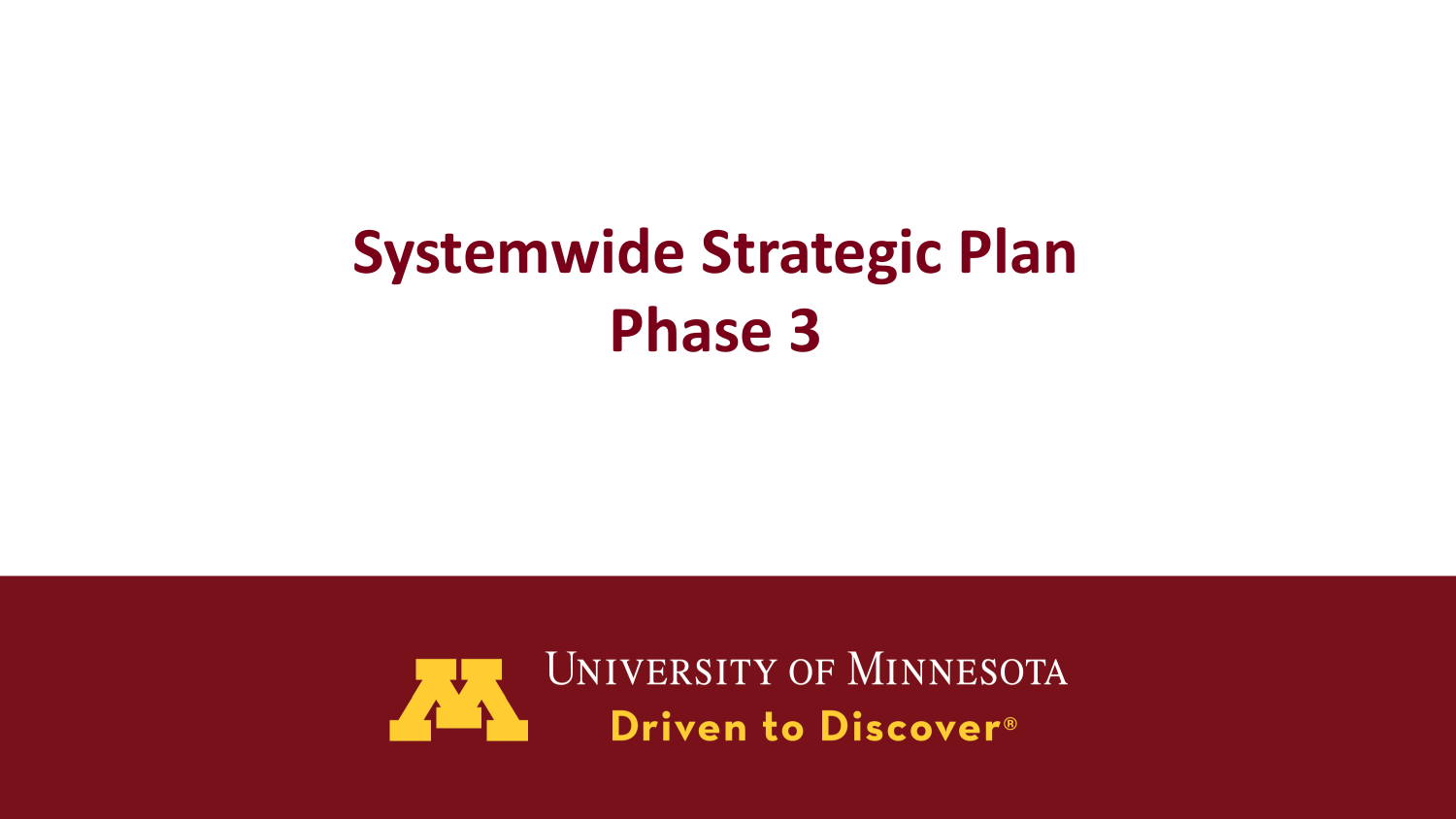# Systemwide Strategic Plan
# Phase 3

University of Minnesota

**Driven to Discover®**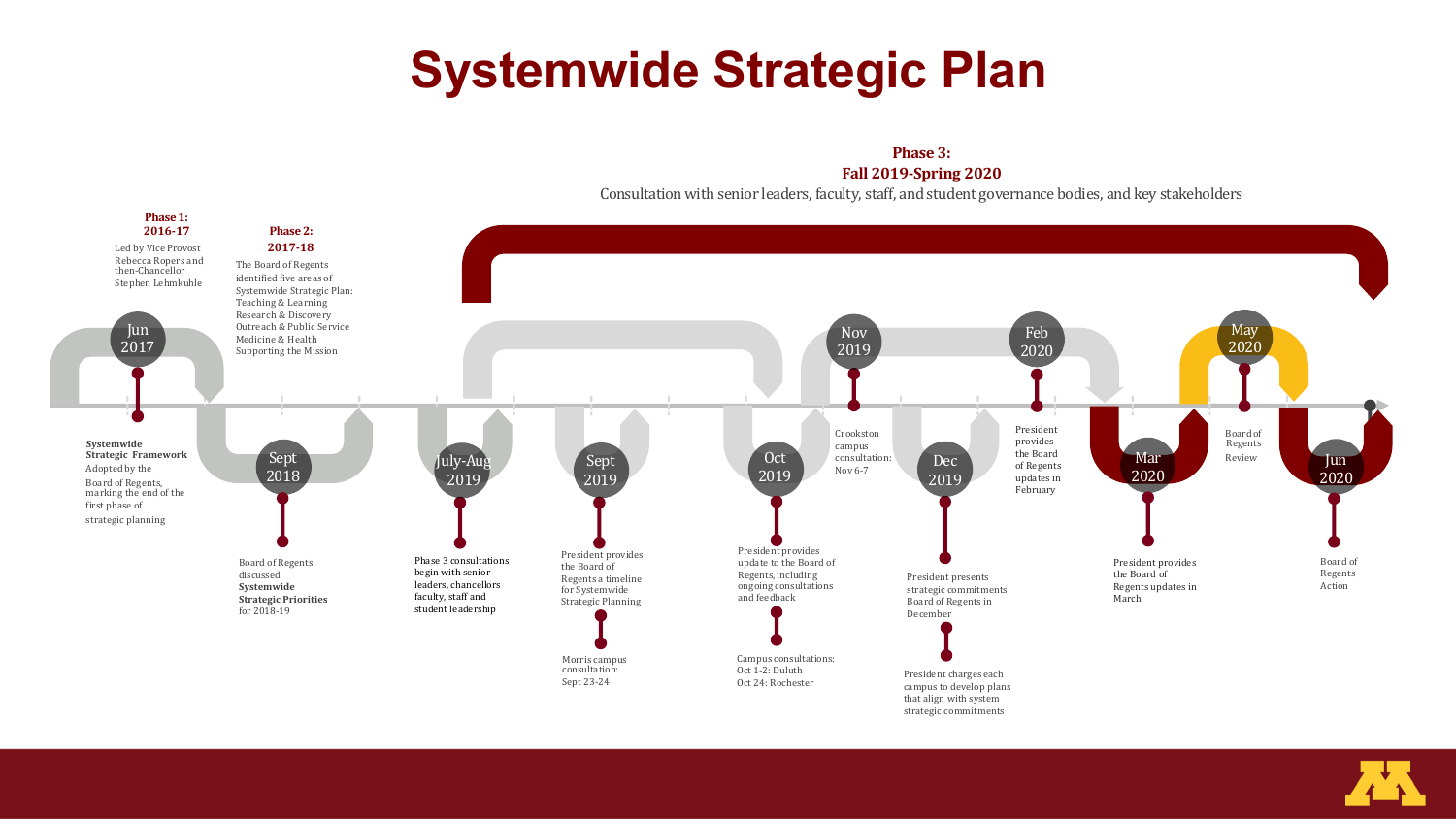# Systemwide Strategic Plan

**Phase 1: 2016-17**

Led by Vice Provost Rebecca Ropers and then-Chancellor Stephen Lehmkuhle

**Phase 2: 2017-18**

The Board of Regents identified five areas of Systemwide Strategic Plan:
- Teaching & Learning
- Research & Discovery
- Outreach & Public Service
- Medicine & Health
- Supporting the Mission

**Phase 3: Fall 2019-Spring 2020**

Consultation with senior leaders, faculty, staff, and student governance bodies, and key stakeholders

**Jun 2017**

**Systemwide Strategic Framework** Adopted by the Board of Regents, marking the end of the first phase of strategic planning

**Sept 2018**

Board of Regents discussed **Systemwide Strategic Priorities** for 2018-19

**July-Aug 2019**

**Phase 3 consultations begin with senior leaders, chancellors faculty, staff and student leadership**

**Sept 2019**

President provides the Board of Regents a timeline for Systemwide Strategic Planning

Morris campus consultation: Sept 23-24

**Oct 2019**

President provides update to the Board of Regents, including ongoing consultations and feedback

Campus consultations: Oct 1-2: Duluth Oct 24: Rochester

**Nov 2019**

Crookston campus consultation: Nov 6-7

**Dec 2019**

President presents strategic commitments Board of Regents in December

President charges each campus to develop plans that align with system strategic commitments

**Feb 2020**

President provides the Board of Regents updates in February

**Mar 2020**

President provides the Board of Regents updates in March

**May 2020**

Board of Regents Review

**Jun 2020**

Board of Regents Action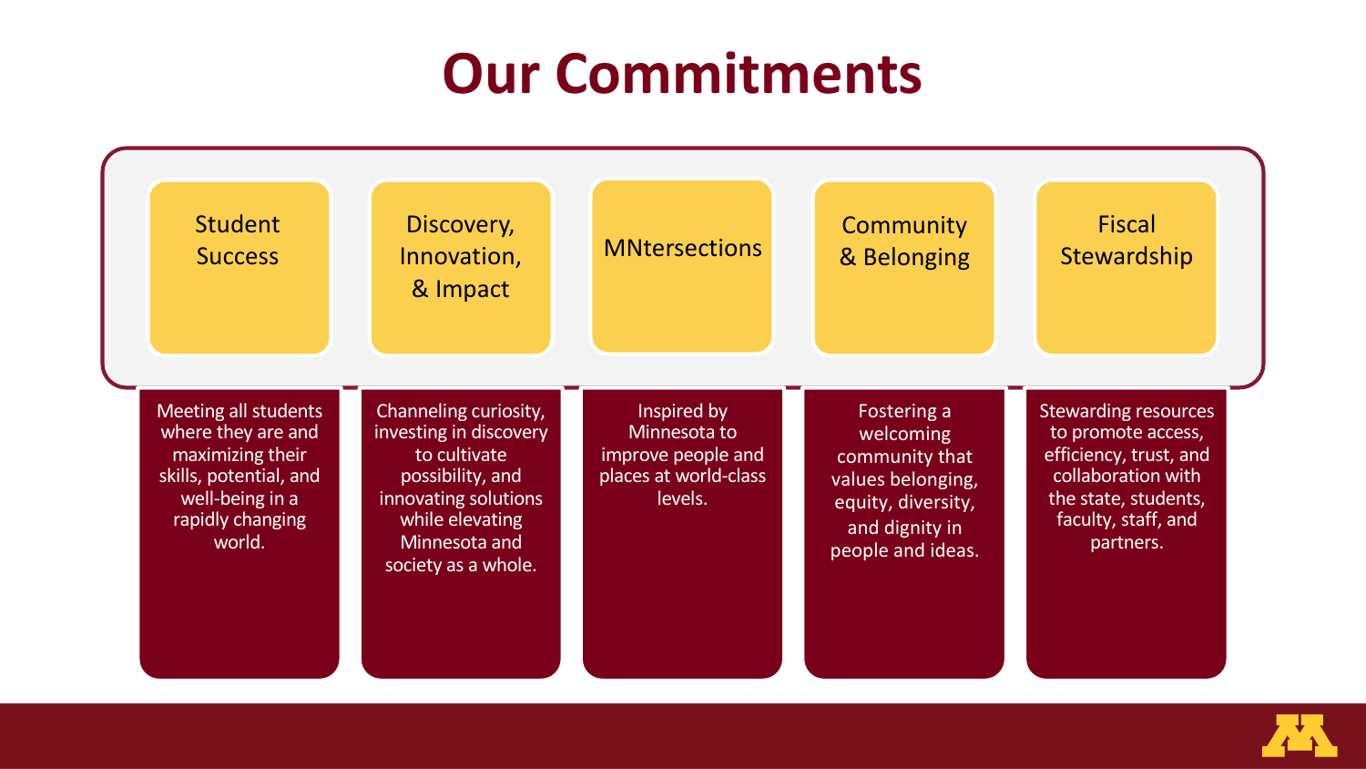# Our Commitments

## Student Success

Meeting all students where they are and maximizing their skills, potential, and well-being in a rapidly changing world.

## Discovery, Innovation, & Impact

Channeling curiosity, investing in discovery to cultivate possibility, and innovating solutions while elevating Minnesota and society as a whole.

## MNtersections

Inspired by Minnesota to improve people and places at world-class levels.

## Community & Belonging

Fostering a welcoming community that values belonging, equity, diversity, and dignity in people and ideas.

## Fiscal Stewardship

Stewarding resources to promote access, efficiency, trust, and collaboration with the state, students, faculty, staff, and partners.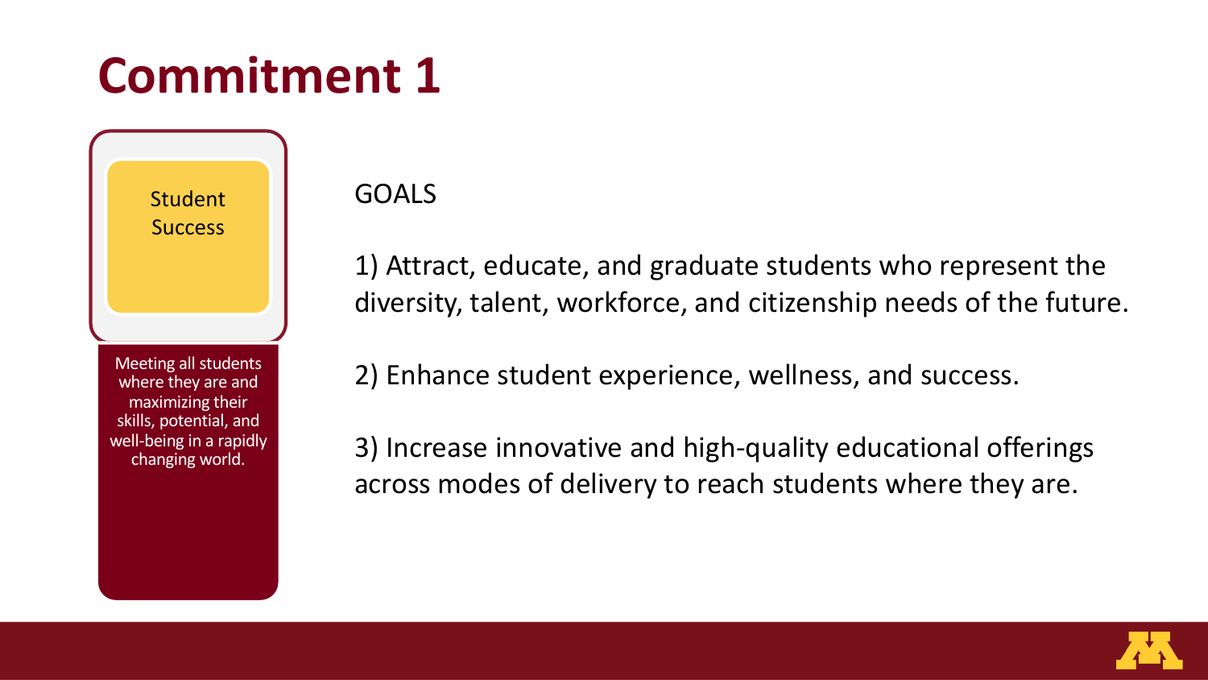# Commitment 1

**Student Success**

Meeting all students where they are and maximizing their skills, potential, and well-being in a rapidly changing world.

GOALS

1) Attract, educate, and graduate students who represent the diversity, talent, workforce, and citizenship needs of the future.

2) Enhance student experience, wellness, and success.

3) Increase innovative and high-quality educational offerings across modes of delivery to reach students where they are.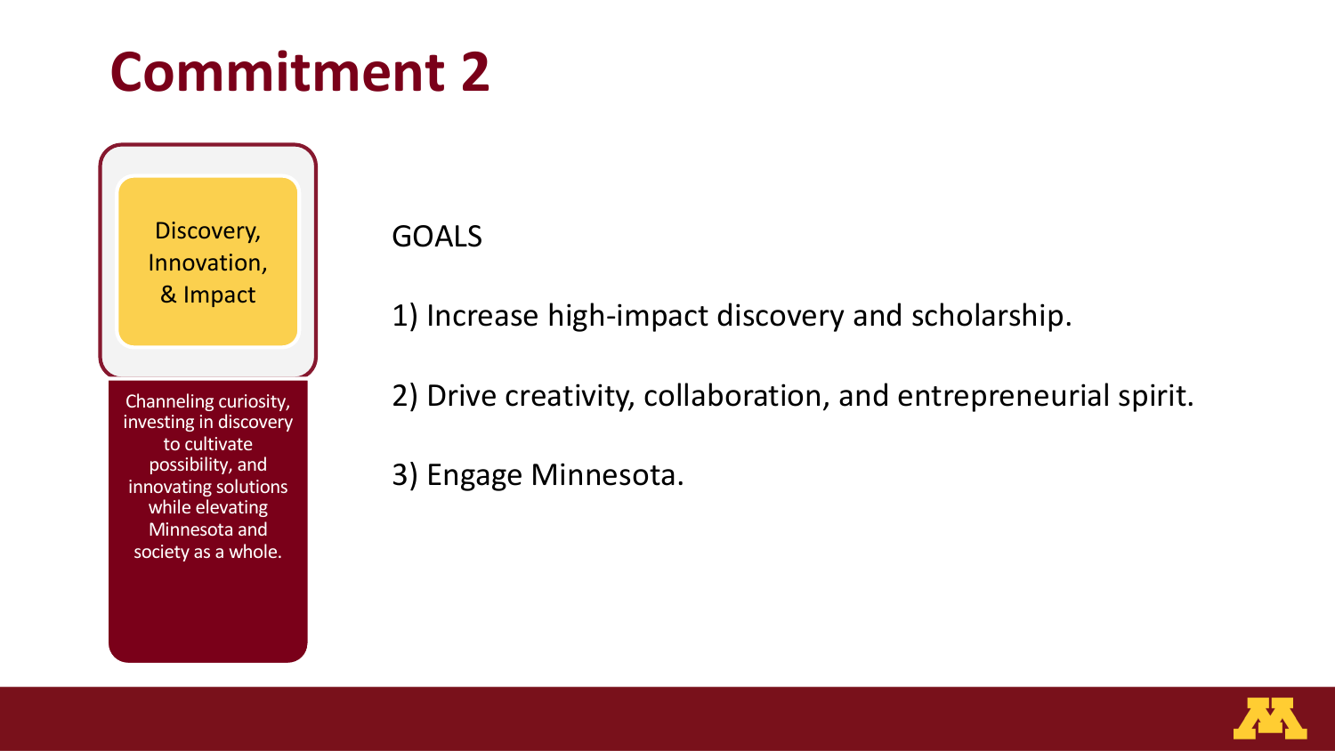# Commitment 2

**Discovery, Innovation, & Impact**

Channeling curiosity, investing in discovery to cultivate possibility, and innovating solutions while elevating Minnesota and society as a whole.

GOALS

1) Increase high-impact discovery and scholarship.

2) Drive creativity, collaboration, and entrepreneurial spirit.

3) Engage Minnesota.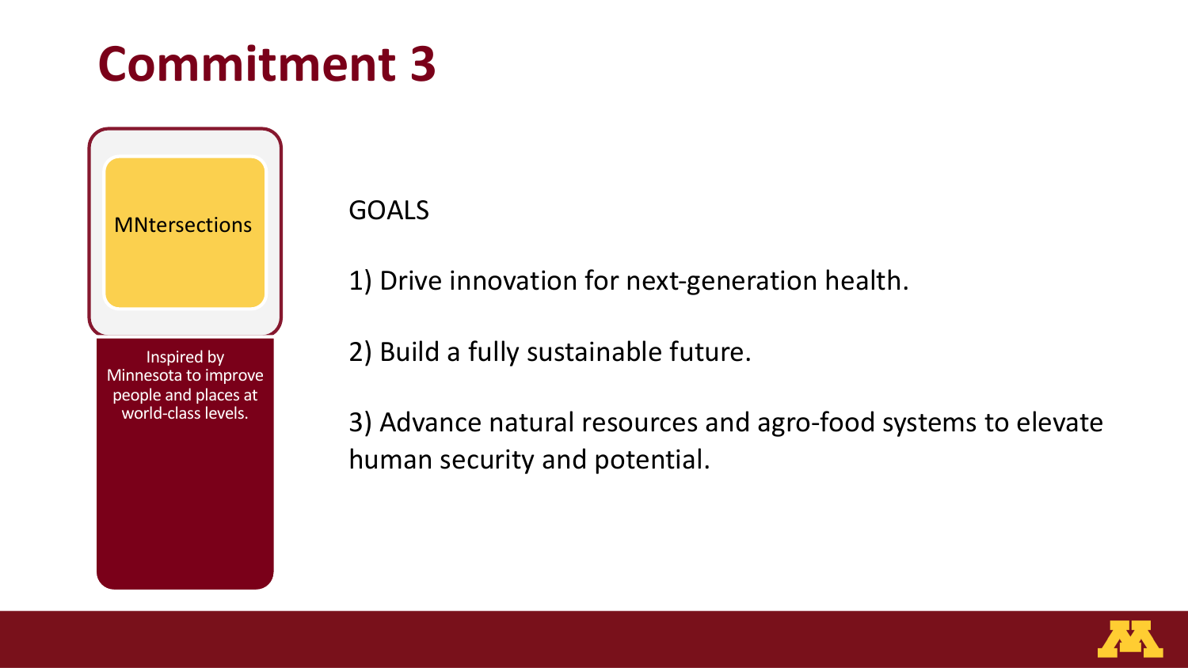# Commitment 3

**MNtersections**

Inspired by Minnesota to improve people and places at world-class levels.

GOALS

1) Drive innovation for next-generation health.

2) Build a fully sustainable future.

3) Advance natural resources and agro-food systems to elevate human security and potential.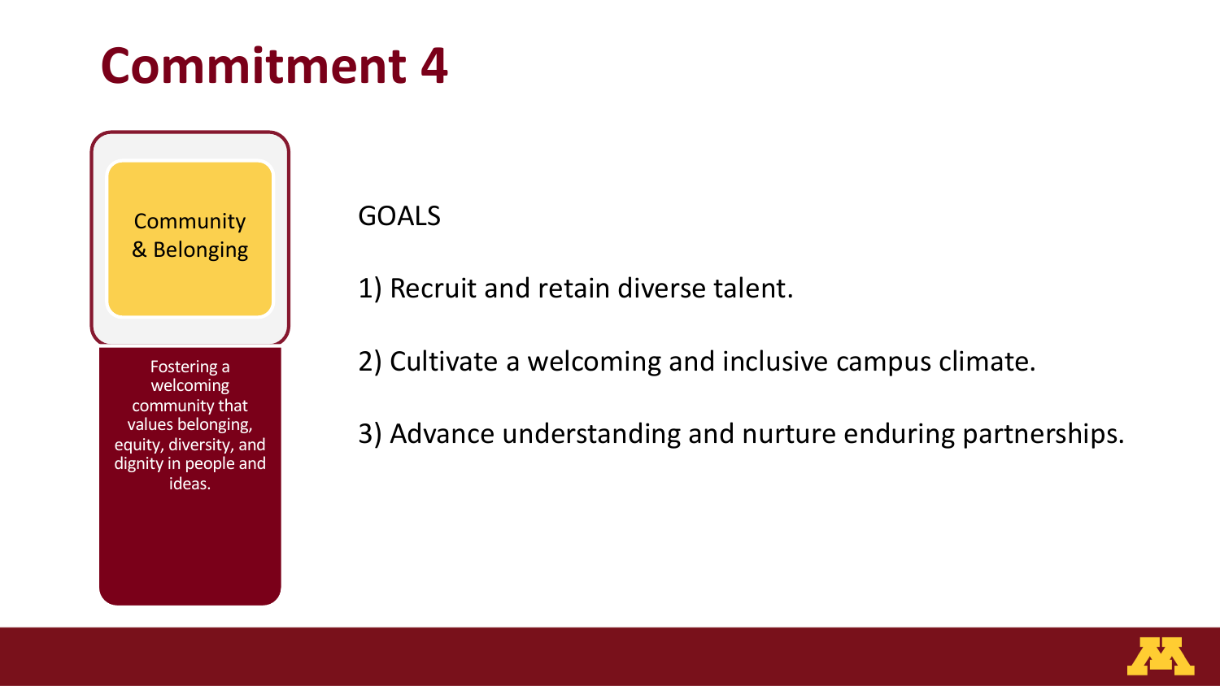# Commitment 4

**Community & Belonging**

Fostering a welcoming community that values belonging, equity, diversity, and dignity in people and ideas.

GOALS

1) Recruit and retain diverse talent.

2) Cultivate a welcoming and inclusive campus climate.

3) Advance understanding and nurture enduring partnerships.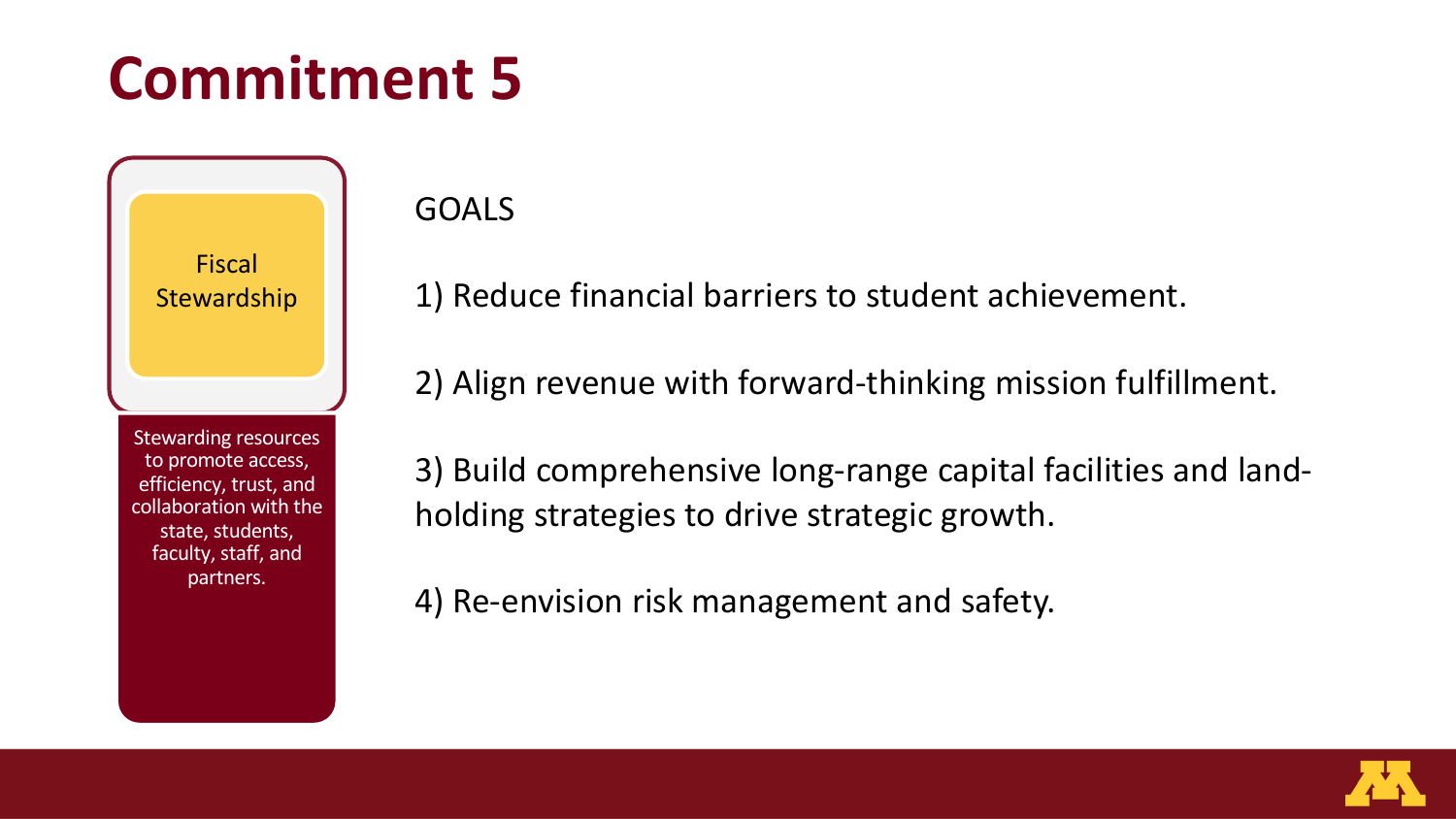# Commitment 5

**Fiscal Stewardship**

Stewarding resources to promote access, efficiency, trust, and collaboration with the state, students, faculty, staff, and partners.

GOALS

1) Reduce financial barriers to student achievement.

2) Align revenue with forward-thinking mission fulfillment.

3) Build comprehensive long-range capital facilities and land-holding strategies to drive strategic growth.

4) Re-envision risk management and safety.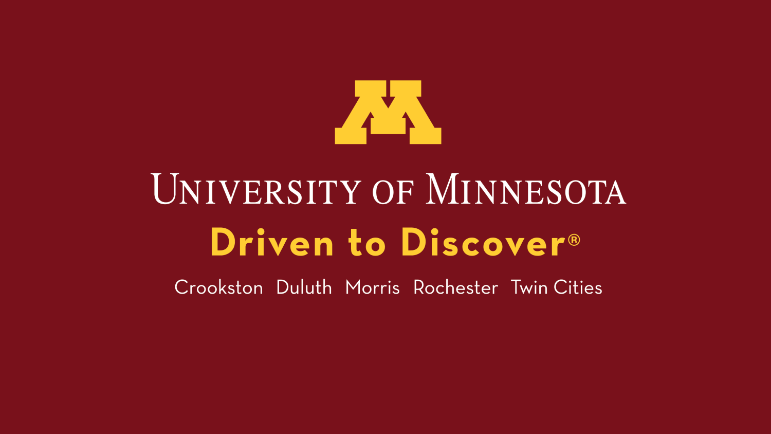University of Minnesota

**Driven to Discover®**

Crookston Duluth Morris Rochester Twin Cities